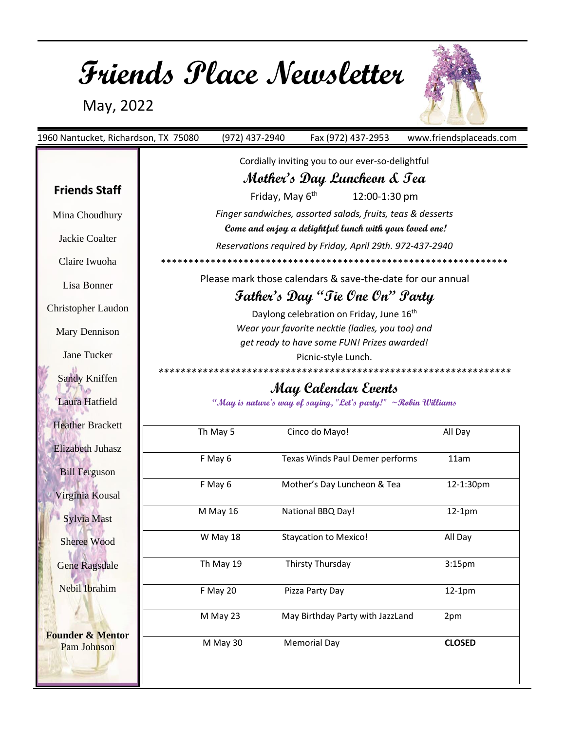# Friends Place Newsletter

May, 2022

1960 Nantucket, Richardson, TX 75080 (972) 437-2940 Fax (972) 437-2953 www.friendsplaceads.com

### Friends Staff

Mina Choudhury

Jackie Coalter

Claire Iwuoha

Lisa Bonner

Christopher Laudon

Mary Dennison

Jane Tucker

Sandy Kniffen

Laura Hatfield

Heather Brackett

Elizabeth Juhasz

Bill Ferguson

Virginia Kousal

Sylvia Mast

Sheree Wood

Gene Ragsdale

Nebil Ibrahim

**Founder & Mentor**
Pam Johnson

Cordially inviting you to our ever-so-delightful

## Mother's Day Luncheon & Tea

Friday, May 6th 12:00-1:30 pm

*Finger sandwiches, assorted salads, fruits, teas & desserts*

**Come and enjoy a delightful lunch with your loved one!**

*Reservations required by Friday, April 29th. 972-437-2940*

*****************************************************************

Please mark those calendars & save-the-date for our annual

## Father's Day "Tie One On" Party

Daylong celebration on Friday, June 16th

*Wear your favorite necktie (ladies, you too) and get ready to have some FUN! Prizes awarded!*

Picnic-style Lunch.

*****************************************************************

## May Calendar Events

**"May is nature's way of saying, "Let's party!" ~Robin Williams**

| | | |
|---|---|---|
| Th May 5 | Cinco do Mayo! | All Day |
| F May 6 | Texas Winds Paul Demer performs | 11am |
| F May 6 | Mother's Day Luncheon & Tea | 12-1:30pm |
| M May 16 | National BBQ Day! | 12-1pm |
| W May 18 | Staycation to Mexico! | All Day |
| Th May 19 | Thirsty Thursday | 3:15pm |
| F May 20 | Pizza Party Day | 12-1pm |
| M May 23 | May Birthday Party with JazzLand | 2pm |
| M May 30 | Memorial Day | **CLOSED** |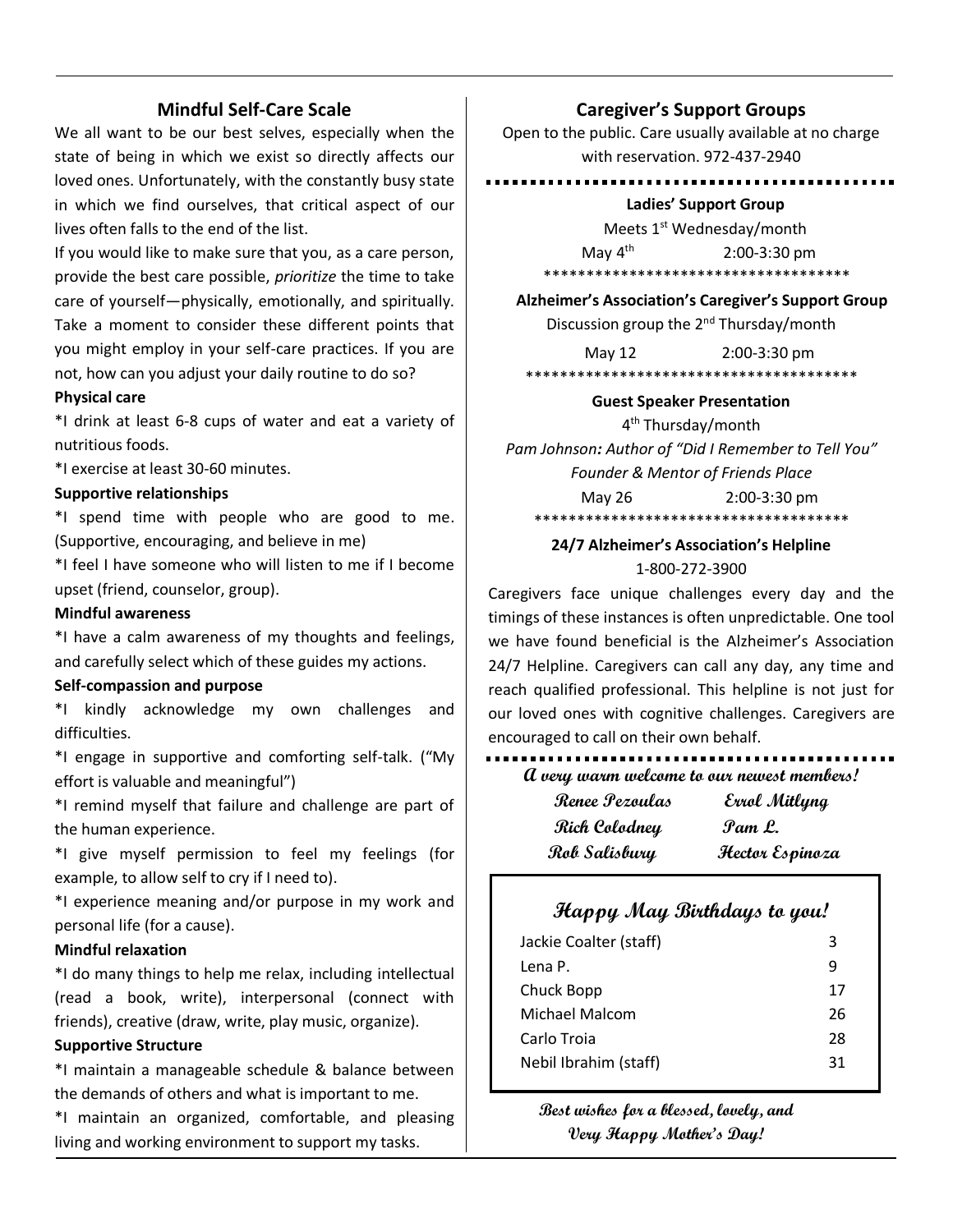## Mindful Self-Care Scale

We all want to be our best selves, especially when the state of being in which we exist so directly affects our loved ones. Unfortunately, with the constantly busy state in which we find ourselves, that critical aspect of our lives often falls to the end of the list.

If you would like to make sure that you, as a care person, provide the best care possible, *prioritize* the time to take care of yourself—physically, emotionally, and spiritually. Take a moment to consider these different points that you might employ in your self-care practices. If you are not, how can you adjust your daily routine to do so?

**Physical care**

*I drink at least 6-8 cups of water and eat a variety of nutritious foods.

*I exercise at least 30-60 minutes.

**Supportive relationships**

*I spend time with people who are good to me. (Supportive, encouraging, and believe in me)

*I feel I have someone who will listen to me if I become upset (friend, counselor, group).

**Mindful awareness**

*I have a calm awareness of my thoughts and feelings, and carefully select which of these guides my actions.

**Self-compassion and purpose**

*I kindly acknowledge my own challenges and difficulties.

*I engage in supportive and comforting self-talk. ("My effort is valuable and meaningful")

*I remind myself that failure and challenge are part of the human experience.

*I give myself permission to feel my feelings (for example, to allow self to cry if I need to).

*I experience meaning and/or purpose in my work and personal life (for a cause).

**Mindful relaxation**

*I do many things to help me relax, including intellectual (read a book, write), interpersonal (connect with friends), creative (draw, write, play music, organize).

**Supportive Structure**

*I maintain a manageable schedule & balance between the demands of others and what is important to me.

*I maintain an organized, comfortable, and pleasing living and working environment to support my tasks.

## Caregiver's Support Groups

Open to the public. Care usually available at no charge with reservation. 972-437-2940

**Ladies' Support Group**

Meets 1st Wednesday/month

May 4th 2:00-3:30 pm

************************************

**Alzheimer's Association's Caregiver's Support Group**

Discussion group the 2nd Thursday/month

May 12 2:00-3:30 pm

****************************************

**Guest Speaker Presentation**

4th Thursday/month

*Pam Johnson: Author of "Did I Remember to Tell You"*

*Founder & Mentor of Friends Place*

May 26 2:00-3:30 pm

**************************************

**24/7 Alzheimer's Association's Helpline**

1-800-272-3900

Caregivers face unique challenges every day and the timings of these instances is often unpredictable. One tool we have found beneficial is the Alzheimer's Association 24/7 Helpline. Caregivers can call any day, any time and reach qualified professional. This helpline is not just for our loved ones with cognitive challenges. Caregivers are encouraged to call on their own behalf.

**A very warm welcome to our newest members!**

| | |
|---|---|
| Renee Pezoulas | Errol Mitlyng |
| Rich Colodney | Pam L. |
| Rob Salisbury | Hector Espinoza |

**Happy May Birthdays to you!**

| | |
|---|---|
| Jackie Coalter (staff) | 3 |
| Lena P. | 9 |
| Chuck Bopp | 17 |
| Michael Malcom | 26 |
| Carlo Troia | 28 |
| Nebil Ibrahim (staff) | 31 |

**Best wishes for a blessed, lovely, and Very Happy Mother's Day!**